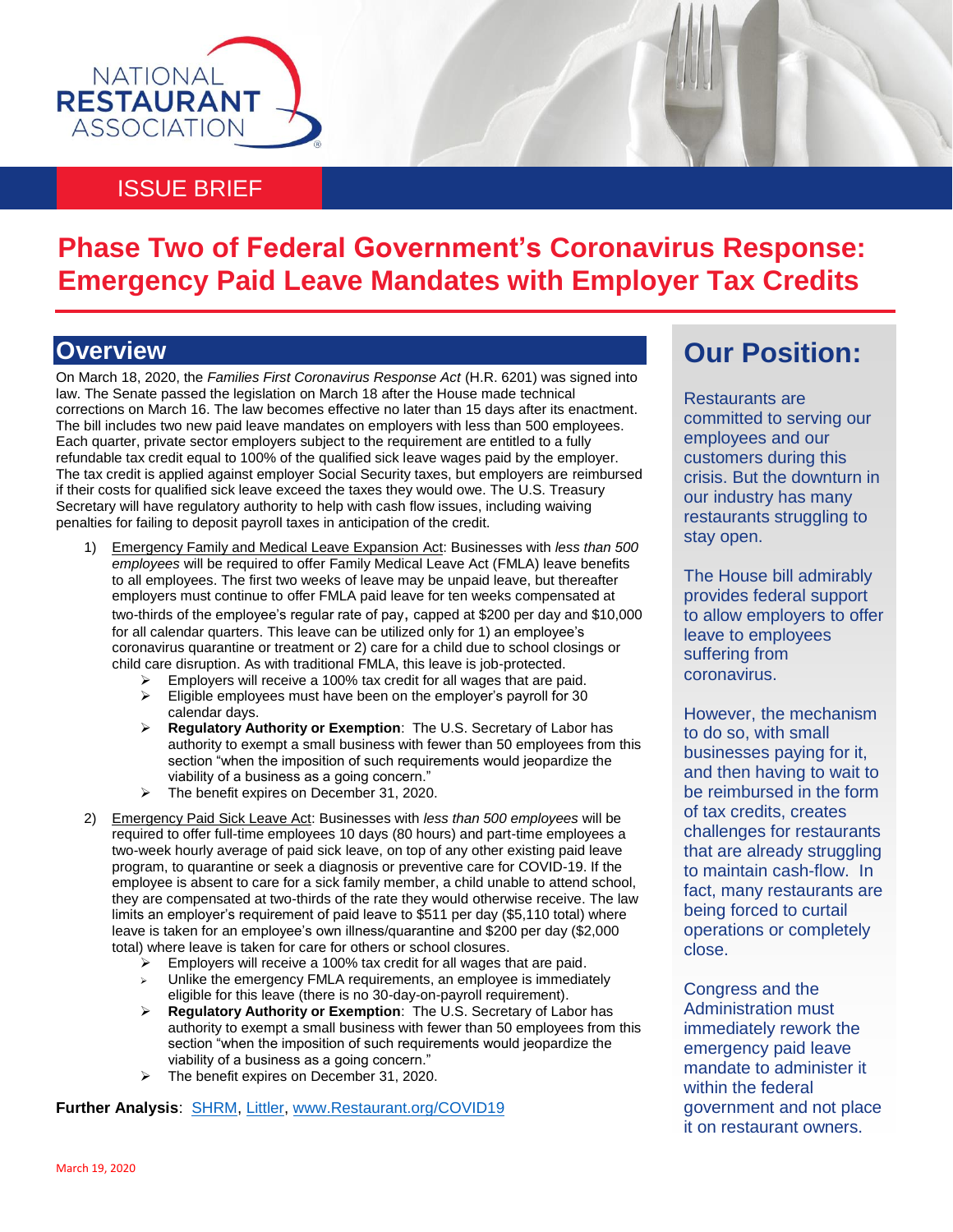NATIONAL RESTAURANT ASSOCIATION

ISSUE BRIEF

# Phase Two of Federal Government's Coronavirus Response: Emergency Paid Leave Mandates with Employer Tax Credits

## Overview

On March 18, 2020, the *Families First Coronavirus Response Act* (H.R. 6201) was signed into law. The Senate passed the legislation on March 18 after the House made technical corrections on March 16. The law becomes effective no later than 15 days after its enactment. The bill includes two new paid leave mandates on employers with less than 500 employees. Each quarter, private sector employers subject to the requirement are entitled to a fully refundable tax credit equal to 100% of the qualified sick leave wages paid by the employer. The tax credit is applied against employer Social Security taxes, but employers are reimbursed if their costs for qualified sick leave exceed the taxes they would owe. The U.S. Treasury Secretary will have regulatory authority to help with cash flow issues, including waiving penalties for failing to deposit payroll taxes in anticipation of the credit.

1) Emergency Family and Medical Leave Expansion Act: Businesses with *less than 500 employees* will be required to offer Family Medical Leave Act (FMLA) leave benefits to all employees. The first two weeks of leave may be unpaid leave, but thereafter employers must continue to offer FMLA paid leave for ten weeks compensated at two-thirds of the employee's regular rate of pay, capped at $200 per day and $10,000 for all calendar quarters. This leave can be utilized only for 1) an employee's coronavirus quarantine or treatment or 2) care for a child due to school closings or child care disruption. As with traditional FMLA, this leave is job-protected.
   - Employers will receive a 100% tax credit for all wages that are paid.
   - Eligible employees must have been on the employer's payroll for 30 calendar days.
   - **Regulatory Authority or Exemption**: The U.S. Secretary of Labor has authority to exempt a small business with fewer than 50 employees from this section "when the imposition of such requirements would jeopardize the viability of a business as a going concern."
   - The benefit expires on December 31, 2020.

2) Emergency Paid Sick Leave Act: Businesses with *less than 500 employees* will be required to offer full-time employees 10 days (80 hours) and part-time employees a two-week hourly average of paid sick leave, on top of any other existing paid leave program, to quarantine or seek a diagnosis or preventive care for COVID-19. If the employee is absent to care for a sick family member, a child unable to attend school, they are compensated at two-thirds of the rate they would otherwise receive. The law limits an employer's requirement of paid leave to $511 per day ($5,110 total) where leave is taken for an employee's own illness/quarantine and $200 per day ($2,000 total) where leave is taken for care for others or school closures.
   - Employers will receive a 100% tax credit for all wages that are paid.
   - Unlike the emergency FMLA requirements, an employee is immediately eligible for this leave (there is no 30-day-on-payroll requirement).
   - **Regulatory Authority or Exemption**: The U.S. Secretary of Labor has authority to exempt a small business with fewer than 50 employees from this section "when the imposition of such requirements would jeopardize the viability of a business as a going concern."
   - The benefit expires on December 31, 2020.

**Further Analysis**: SHRM, Littler, www.Restaurant.org/COVID19

## Our Position:

Restaurants are committed to serving our employees and our customers during this crisis. But the downturn in our industry has many restaurants struggling to stay open.

The House bill admirably provides federal support to allow employers to offer leave to employees suffering from coronavirus.

However, the mechanism to do so, with small businesses paying for it, and then having to wait to be reimbursed in the form of tax credits, creates challenges for restaurants that are already struggling to maintain cash-flow. In fact, many restaurants are being forced to curtail operations or completely close.

Congress and the Administration must immediately rework the emergency paid leave mandate to administer it within the federal government and not place it on restaurant owners.

March 19, 2020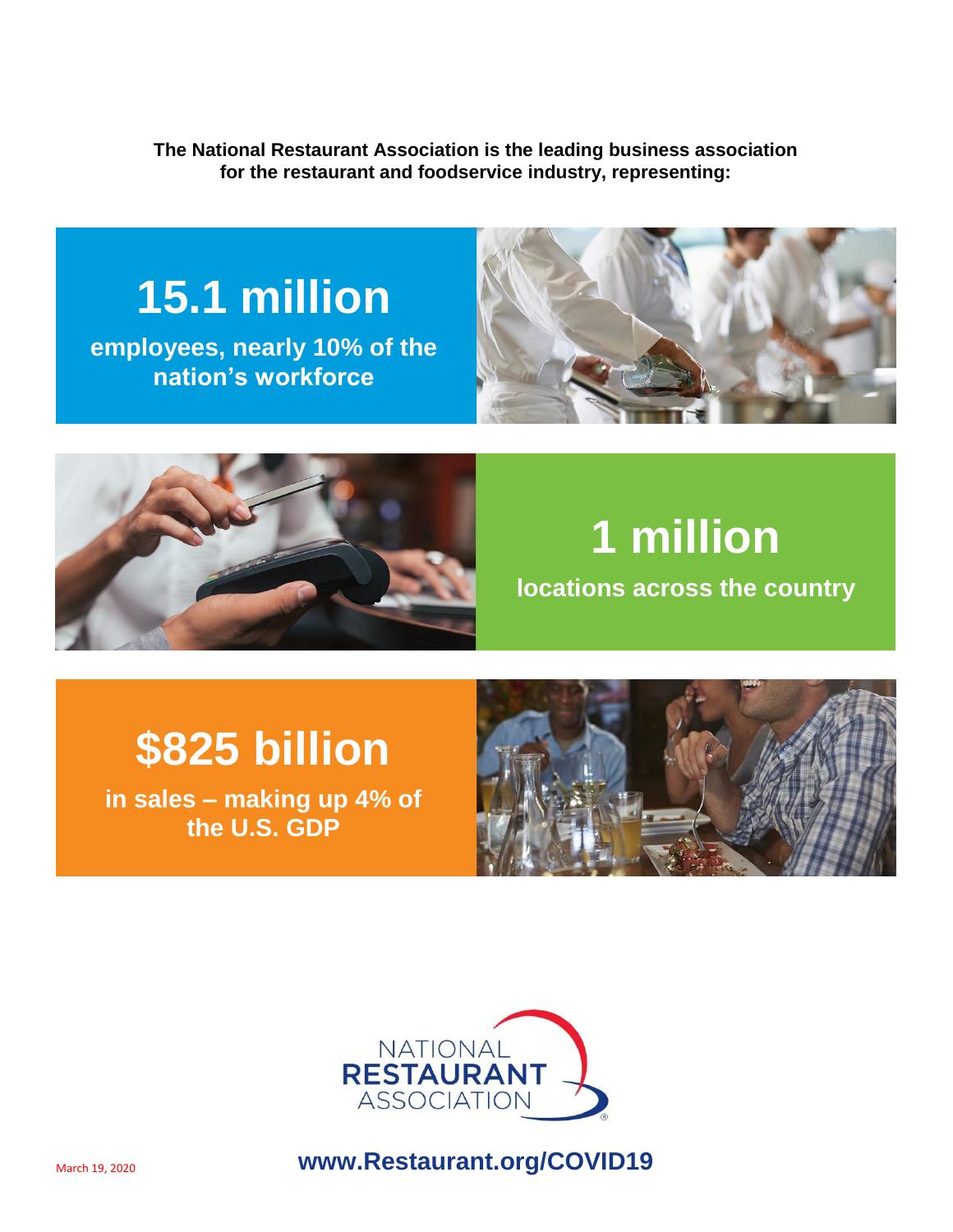**The National Restaurant Association is the leading business association for the restaurant and foodservice industry, representing:**

## 15.1 million

**employees, nearly 10% of the nation's workforce**

## 1 million

**locations across the country**

## $825 billion

**in sales – making up 4% of the U.S. GDP**

NATIONAL RESTAURANT ASSOCIATION

March 19, 2020

**www.Restaurant.org/COVID19**